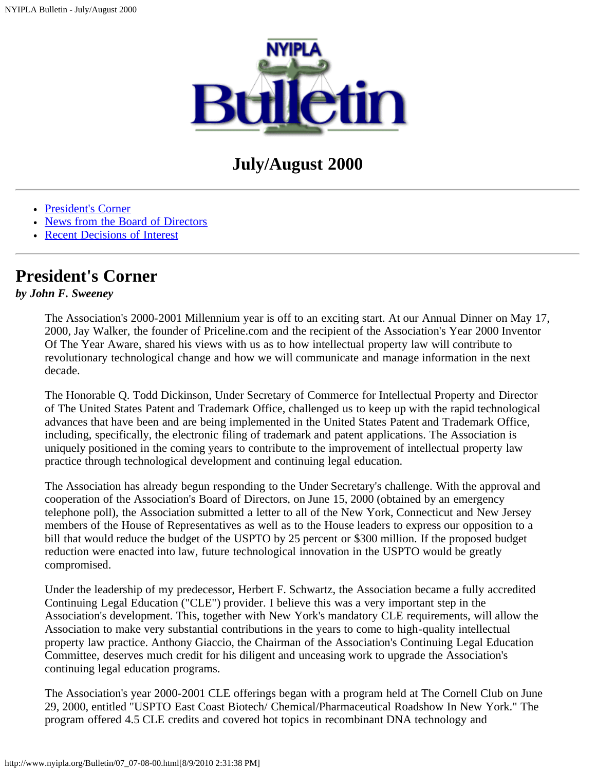# NYIPLA Bulletin

## July/August 2000

---

- President's Corner
- News from the Board of Directors
- Recent Decisions of Interest

---

## President's Corner

***by John F. Sweeney***

The Association's 2000-2001 Millennium year is off to an exciting start. At our Annual Dinner on May 17, 2000, Jay Walker, the founder of Priceline.com and the recipient of the Association's Year 2000 Inventor Of The Year Aware, shared his views with us as to how intellectual property law will contribute to revolutionary technological change and how we will communicate and manage information in the next decade.

The Honorable Q. Todd Dickinson, Under Secretary of Commerce for Intellectual Property and Director of The United States Patent and Trademark Office, challenged us to keep up with the rapid technological advances that have been and are being implemented in the United States Patent and Trademark Office, including, specifically, the electronic filing of trademark and patent applications. The Association is uniquely positioned in the coming years to contribute to the improvement of intellectual property law practice through technological development and continuing legal education.

The Association has already begun responding to the Under Secretary's challenge. With the approval and cooperation of the Association's Board of Directors, on June 15, 2000 (obtained by an emergency telephone poll), the Association submitted a letter to all of the New York, Connecticut and New Jersey members of the House of Representatives as well as to the House leaders to express our opposition to a bill that would reduce the budget of the USPTO by 25 percent or $300 million. If the proposed budget reduction were enacted into law, future technological innovation in the USPTO would be greatly compromised.

Under the leadership of my predecessor, Herbert F. Schwartz, the Association became a fully accredited Continuing Legal Education ("CLE") provider. I believe this was a very important step in the Association's development. This, together with New York's mandatory CLE requirements, will allow the Association to make very substantial contributions in the years to come to high-quality intellectual property law practice. Anthony Giaccio, the Chairman of the Association's Continuing Legal Education Committee, deserves much credit for his diligent and unceasing work to upgrade the Association's continuing legal education programs.

The Association's year 2000-2001 CLE offerings began with a program held at The Cornell Club on June 29, 2000, entitled "USPTO East Coast Biotech/ Chemical/Pharmaceutical Roadshow In New York." The program offered 4.5 CLE credits and covered hot topics in recombinant DNA technology and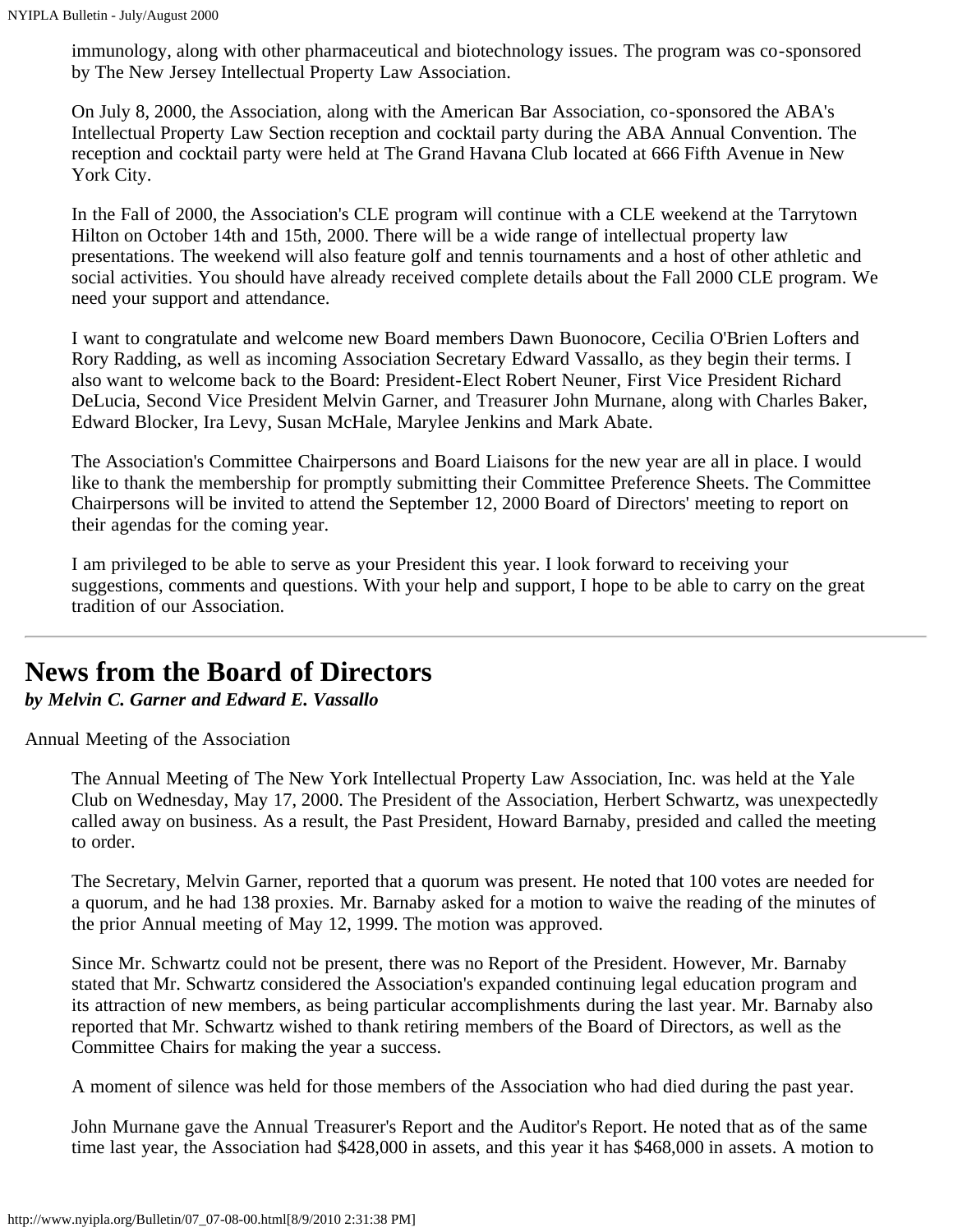immunology, along with other pharmaceutical and biotechnology issues. The program was co-sponsored by The New Jersey Intellectual Property Law Association.

On July 8, 2000, the Association, along with the American Bar Association, co-sponsored the ABA's Intellectual Property Law Section reception and cocktail party during the ABA Annual Convention. The reception and cocktail party were held at The Grand Havana Club located at 666 Fifth Avenue in New York City.

In the Fall of 2000, the Association's CLE program will continue with a CLE weekend at the Tarrytown Hilton on October 14th and 15th, 2000. There will be a wide range of intellectual property law presentations. The weekend will also feature golf and tennis tournaments and a host of other athletic and social activities. You should have already received complete details about the Fall 2000 CLE program. We need your support and attendance.

I want to congratulate and welcome new Board members Dawn Buonocore, Cecilia O'Brien Lofters and Rory Radding, as well as incoming Association Secretary Edward Vassallo, as they begin their terms. I also want to welcome back to the Board: President-Elect Robert Neuner, First Vice President Richard DeLucia, Second Vice President Melvin Garner, and Treasurer John Murnane, along with Charles Baker, Edward Blocker, Ira Levy, Susan McHale, Marylee Jenkins and Mark Abate.

The Association's Committee Chairpersons and Board Liaisons for the new year are all in place. I would like to thank the membership for promptly submitting their Committee Preference Sheets. The Committee Chairpersons will be invited to attend the September 12, 2000 Board of Directors' meeting to report on their agendas for the coming year.

I am privileged to be able to serve as your President this year. I look forward to receiving your suggestions, comments and questions. With your help and support, I hope to be able to carry on the great tradition of our Association.

---

# News from the Board of Directors

***by Melvin C. Garner and Edward E. Vassallo***

Annual Meeting of the Association

The Annual Meeting of The New York Intellectual Property Law Association, Inc. was held at the Yale Club on Wednesday, May 17, 2000. The President of the Association, Herbert Schwartz, was unexpectedly called away on business. As a result, the Past President, Howard Barnaby, presided and called the meeting to order.

The Secretary, Melvin Garner, reported that a quorum was present. He noted that 100 votes are needed for a quorum, and he had 138 proxies. Mr. Barnaby asked for a motion to waive the reading of the minutes of the prior Annual meeting of May 12, 1999. The motion was approved.

Since Mr. Schwartz could not be present, there was no Report of the President. However, Mr. Barnaby stated that Mr. Schwartz considered the Association's expanded continuing legal education program and its attraction of new members, as being particular accomplishments during the last year. Mr. Barnaby also reported that Mr. Schwartz wished to thank retiring members of the Board of Directors, as well as the Committee Chairs for making the year a success.

A moment of silence was held for those members of the Association who had died during the past year.

John Murnane gave the Annual Treasurer's Report and the Auditor's Report. He noted that as of the same time last year, the Association had $428,000 in assets, and this year it has $468,000 in assets. A motion to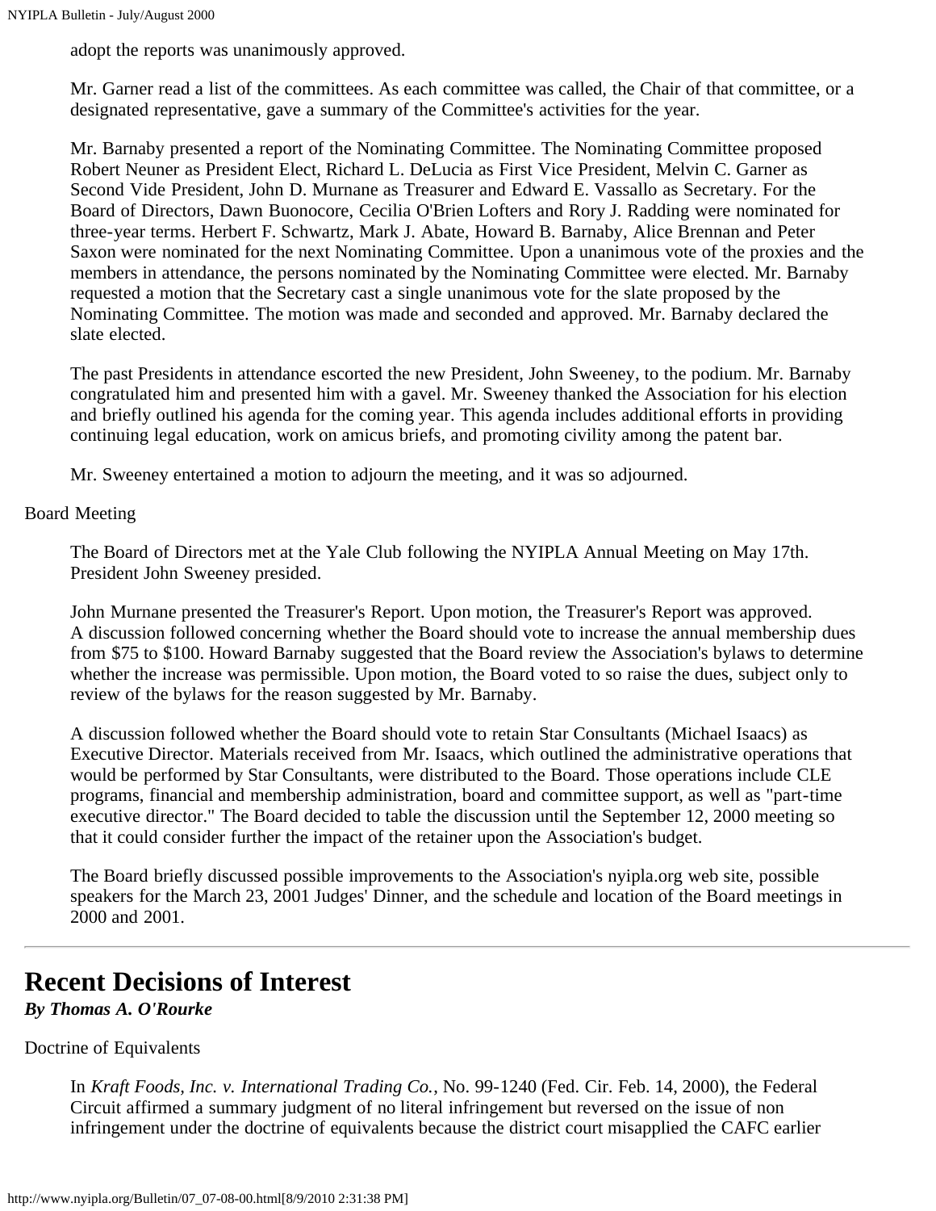adopt the reports was unanimously approved.

Mr. Garner read a list of the committees. As each committee was called, the Chair of that committee, or a designated representative, gave a summary of the Committee's activities for the year.

Mr. Barnaby presented a report of the Nominating Committee. The Nominating Committee proposed Robert Neuner as President Elect, Richard L. DeLucia as First Vice President, Melvin C. Garner as Second Vide President, John D. Murnane as Treasurer and Edward E. Vassallo as Secretary. For the Board of Directors, Dawn Buonocore, Cecilia O'Brien Lofters and Rory J. Radding were nominated for three-year terms. Herbert F. Schwartz, Mark J. Abate, Howard B. Barnaby, Alice Brennan and Peter Saxon were nominated for the next Nominating Committee. Upon a unanimous vote of the proxies and the members in attendance, the persons nominated by the Nominating Committee were elected. Mr. Barnaby requested a motion that the Secretary cast a single unanimous vote for the slate proposed by the Nominating Committee. The motion was made and seconded and approved. Mr. Barnaby declared the slate elected.

The past Presidents in attendance escorted the new President, John Sweeney, to the podium. Mr. Barnaby congratulated him and presented him with a gavel. Mr. Sweeney thanked the Association for his election and briefly outlined his agenda for the coming year. This agenda includes additional efforts in providing continuing legal education, work on amicus briefs, and promoting civility among the patent bar.

Mr. Sweeney entertained a motion to adjourn the meeting, and it was so adjourned.

Board Meeting

The Board of Directors met at the Yale Club following the NYIPLA Annual Meeting on May 17th. President John Sweeney presided.

John Murnane presented the Treasurer's Report. Upon motion, the Treasurer's Report was approved. A discussion followed concerning whether the Board should vote to increase the annual membership dues from $75 to $100. Howard Barnaby suggested that the Board review the Association's bylaws to determine whether the increase was permissible. Upon motion, the Board voted to so raise the dues, subject only to review of the bylaws for the reason suggested by Mr. Barnaby.

A discussion followed whether the Board should vote to retain Star Consultants (Michael Isaacs) as Executive Director. Materials received from Mr. Isaacs, which outlined the administrative operations that would be performed by Star Consultants, were distributed to the Board. Those operations include CLE programs, financial and membership administration, board and committee support, as well as "part-time executive director." The Board decided to table the discussion until the September 12, 2000 meeting so that it could consider further the impact of the retainer upon the Association's budget.

The Board briefly discussed possible improvements to the Association's nyipla.org web site, possible speakers for the March 23, 2001 Judges' Dinner, and the schedule and location of the Board meetings in 2000 and 2001.

---

# Recent Decisions of Interest

***By Thomas A. O'Rourke***

Doctrine of Equivalents

In *Kraft Foods, Inc. v. International Trading Co.*, No. 99-1240 (Fed. Cir. Feb. 14, 2000), the Federal Circuit affirmed a summary judgment of no literal infringement but reversed on the issue of non infringement under the doctrine of equivalents because the district court misapplied the CAFC earlier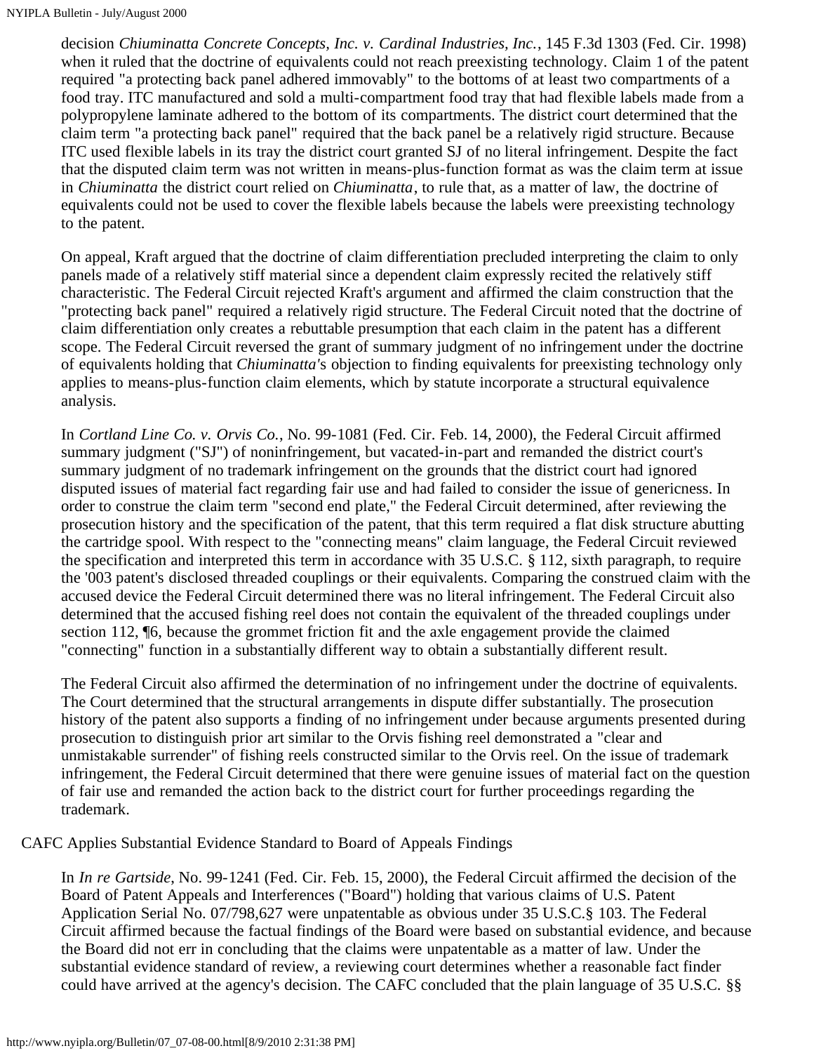decision *Chiuminatta Concrete Concepts, Inc. v. Cardinal Industries, Inc.*, 145 F.3d 1303 (Fed. Cir. 1998) when it ruled that the doctrine of equivalents could not reach preexisting technology. Claim 1 of the patent required "a protecting back panel adhered immovably" to the bottoms of at least two compartments of a food tray. ITC manufactured and sold a multi-compartment food tray that had flexible labels made from a polypropylene laminate adhered to the bottom of its compartments. The district court determined that the claim term "a protecting back panel" required that the back panel be a relatively rigid structure. Because ITC used flexible labels in its tray the district court granted SJ of no literal infringement. Despite the fact that the disputed claim term was not written in means-plus-function format as was the claim term at issue in *Chiuminatta* the district court relied on *Chiuminatta*, to rule that, as a matter of law, the doctrine of equivalents could not be used to cover the flexible labels because the labels were preexisting technology to the patent.

On appeal, Kraft argued that the doctrine of claim differentiation precluded interpreting the claim to only panels made of a relatively stiff material since a dependent claim expressly recited the relatively stiff characteristic. The Federal Circuit rejected Kraft's argument and affirmed the claim construction that the "protecting back panel" required a relatively rigid structure. The Federal Circuit noted that the doctrine of claim differentiation only creates a rebuttable presumption that each claim in the patent has a different scope. The Federal Circuit reversed the grant of summary judgment of no infringement under the doctrine of equivalents holding that *Chiuminatta*'s objection to finding equivalents for preexisting technology only applies to means-plus-function claim elements, which by statute incorporate a structural equivalence analysis.

In *Cortland Line Co. v. Orvis Co.*, No. 99-1081 (Fed. Cir. Feb. 14, 2000), the Federal Circuit affirmed summary judgment ("SJ") of noninfringement, but vacated-in-part and remanded the district court's summary judgment of no trademark infringement on the grounds that the district court had ignored disputed issues of material fact regarding fair use and had failed to consider the issue of genericness. In order to construe the claim term "second end plate," the Federal Circuit determined, after reviewing the prosecution history and the specification of the patent, that this term required a flat disk structure abutting the cartridge spool. With respect to the "connecting means" claim language, the Federal Circuit reviewed the specification and interpreted this term in accordance with 35 U.S.C. § 112, sixth paragraph, to require the '003 patent's disclosed threaded couplings or their equivalents. Comparing the construed claim with the accused device the Federal Circuit determined there was no literal infringement. The Federal Circuit also determined that the accused fishing reel does not contain the equivalent of the threaded couplings under section 112, ¶6, because the grommet friction fit and the axle engagement provide the claimed "connecting" function in a substantially different way to obtain a substantially different result.

The Federal Circuit also affirmed the determination of no infringement under the doctrine of equivalents. The Court determined that the structural arrangements in dispute differ substantially. The prosecution history of the patent also supports a finding of no infringement under because arguments presented during prosecution to distinguish prior art similar to the Orvis fishing reel demonstrated a "clear and unmistakable surrender" of fishing reels constructed similar to the Orvis reel. On the issue of trademark infringement, the Federal Circuit determined that there were genuine issues of material fact on the question of fair use and remanded the action back to the district court for further proceedings regarding the trademark.

### CAFC Applies Substantial Evidence Standard to Board of Appeals Findings

In *In re Gartside*, No. 99-1241 (Fed. Cir. Feb. 15, 2000), the Federal Circuit affirmed the decision of the Board of Patent Appeals and Interferences ("Board") holding that various claims of U.S. Patent Application Serial No. 07/798,627 were unpatentable as obvious under 35 U.S.C.§ 103. The Federal Circuit affirmed because the factual findings of the Board were based on substantial evidence, and because the Board did not err in concluding that the claims were unpatentable as a matter of law. Under the substantial evidence standard of review, a reviewing court determines whether a reasonable fact finder could have arrived at the agency's decision. The CAFC concluded that the plain language of 35 U.S.C. §§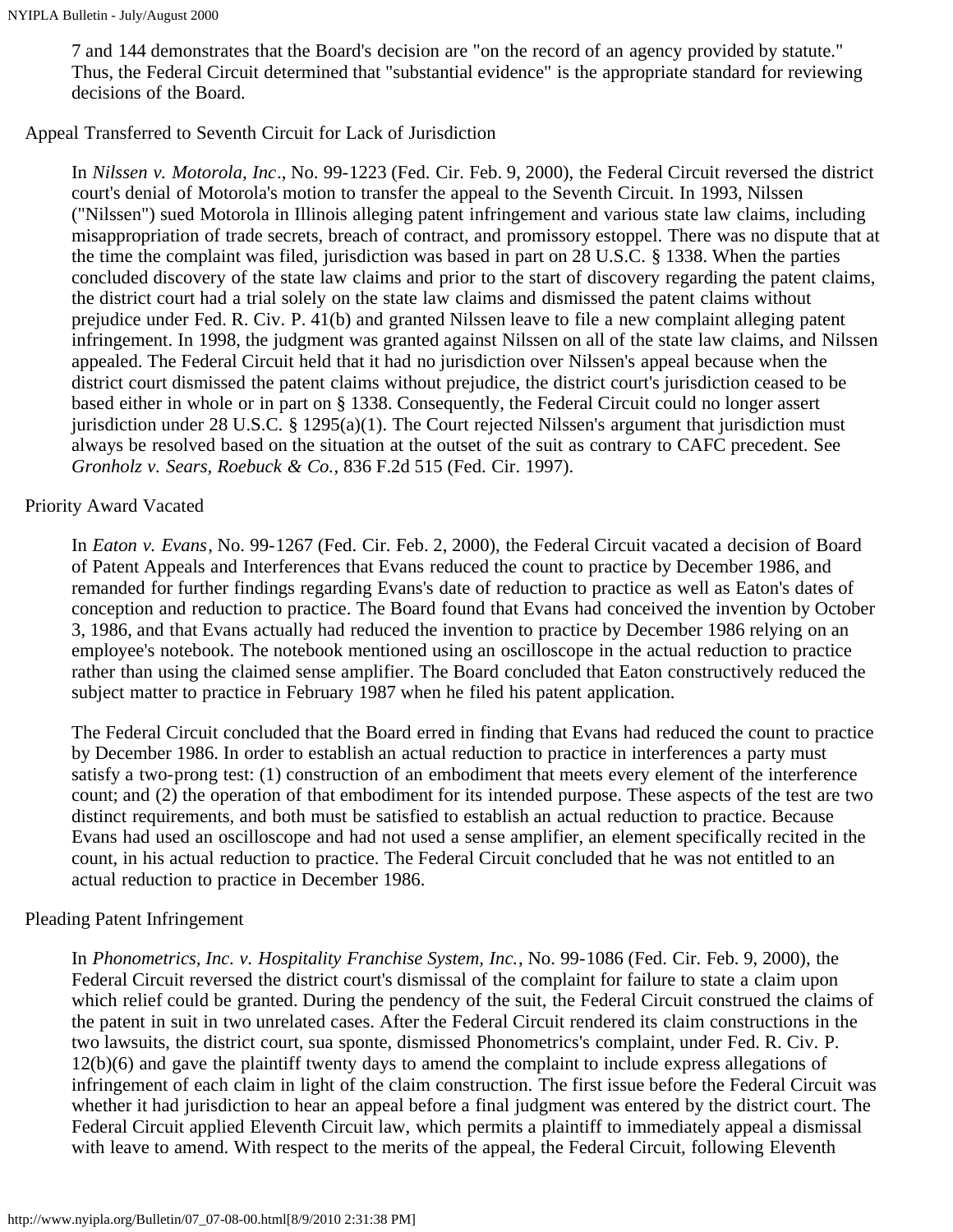7 and 144 demonstrates that the Board's decision are "on the record of an agency provided by statute." Thus, the Federal Circuit determined that "substantial evidence" is the appropriate standard for reviewing decisions of the Board.

Appeal Transferred to Seventh Circuit for Lack of Jurisdiction

In *Nilssen v. Motorola, Inc*., No. 99-1223 (Fed. Cir. Feb. 9, 2000), the Federal Circuit reversed the district court's denial of Motorola's motion to transfer the appeal to the Seventh Circuit. In 1993, Nilssen ("Nilssen") sued Motorola in Illinois alleging patent infringement and various state law claims, including misappropriation of trade secrets, breach of contract, and promissory estoppel. There was no dispute that at the time the complaint was filed, jurisdiction was based in part on 28 U.S.C. § 1338. When the parties concluded discovery of the state law claims and prior to the start of discovery regarding the patent claims, the district court had a trial solely on the state law claims and dismissed the patent claims without prejudice under Fed. R. Civ. P. 41(b) and granted Nilssen leave to file a new complaint alleging patent infringement. In 1998, the judgment was granted against Nilssen on all of the state law claims, and Nilssen appealed. The Federal Circuit held that it had no jurisdiction over Nilssen's appeal because when the district court dismissed the patent claims without prejudice, the district court's jurisdiction ceased to be based either in whole or in part on § 1338. Consequently, the Federal Circuit could no longer assert jurisdiction under 28 U.S.C. § 1295(a)(1). The Court rejected Nilssen's argument that jurisdiction must always be resolved based on the situation at the outset of the suit as contrary to CAFC precedent. See *Gronholz v. Sears, Roebuck & Co.*, 836 F.2d 515 (Fed. Cir. 1997).

Priority Award Vacated

In *Eaton v. Evans*, No. 99-1267 (Fed. Cir. Feb. 2, 2000), the Federal Circuit vacated a decision of Board of Patent Appeals and Interferences that Evans reduced the count to practice by December 1986, and remanded for further findings regarding Evans's date of reduction to practice as well as Eaton's dates of conception and reduction to practice. The Board found that Evans had conceived the invention by October 3, 1986, and that Evans actually had reduced the invention to practice by December 1986 relying on an employee's notebook. The notebook mentioned using an oscilloscope in the actual reduction to practice rather than using the claimed sense amplifier. The Board concluded that Eaton constructively reduced the subject matter to practice in February 1987 when he filed his patent application.

The Federal Circuit concluded that the Board erred in finding that Evans had reduced the count to practice by December 1986. In order to establish an actual reduction to practice in interferences a party must satisfy a two-prong test: (1) construction of an embodiment that meets every element of the interference count; and (2) the operation of that embodiment for its intended purpose. These aspects of the test are two distinct requirements, and both must be satisfied to establish an actual reduction to practice. Because Evans had used an oscilloscope and had not used a sense amplifier, an element specifically recited in the count, in his actual reduction to practice. The Federal Circuit concluded that he was not entitled to an actual reduction to practice in December 1986.

Pleading Patent Infringement

In *Phonometrics, Inc. v. Hospitality Franchise System, Inc.*, No. 99-1086 (Fed. Cir. Feb. 9, 2000), the Federal Circuit reversed the district court's dismissal of the complaint for failure to state a claim upon which relief could be granted. During the pendency of the suit, the Federal Circuit construed the claims of the patent in suit in two unrelated cases. After the Federal Circuit rendered its claim constructions in the two lawsuits, the district court, sua sponte, dismissed Phonometrics's complaint, under Fed. R. Civ. P. 12(b)(6) and gave the plaintiff twenty days to amend the complaint to include express allegations of infringement of each claim in light of the claim construction. The first issue before the Federal Circuit was whether it had jurisdiction to hear an appeal before a final judgment was entered by the district court. The Federal Circuit applied Eleventh Circuit law, which permits a plaintiff to immediately appeal a dismissal with leave to amend. With respect to the merits of the appeal, the Federal Circuit, following Eleventh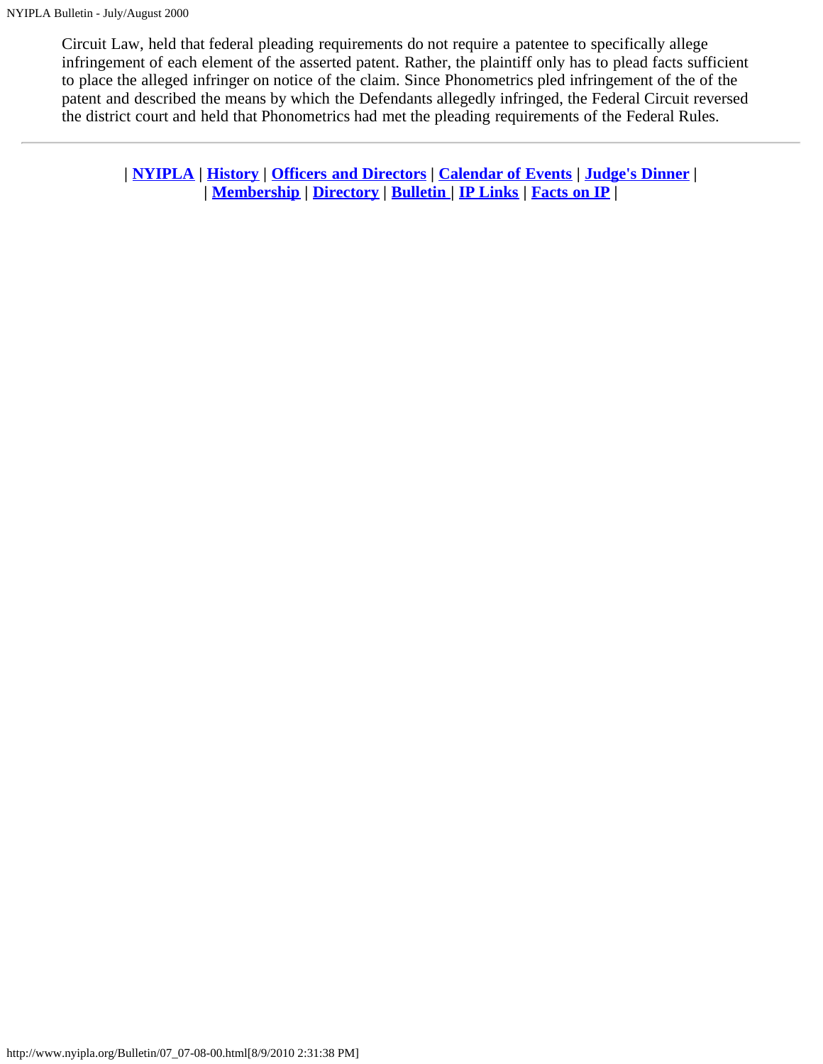Circuit Law, held that federal pleading requirements do not require a patentee to specifically allege infringement of each element of the asserted patent. Rather, the plaintiff only has to plead facts sufficient to place the alleged infringer on notice of the claim. Since Phonometrics pled infringement of the of the patent and described the means by which the Defendants allegedly infringed, the Federal Circuit reversed the district court and held that Phonometrics had met the pleading requirements of the Federal Rules.

---

**| NYIPLA | History | Officers and Directors | Calendar of Events | Judge's Dinner |**
**| Membership | Directory | Bulletin | IP Links | Facts on IP |**